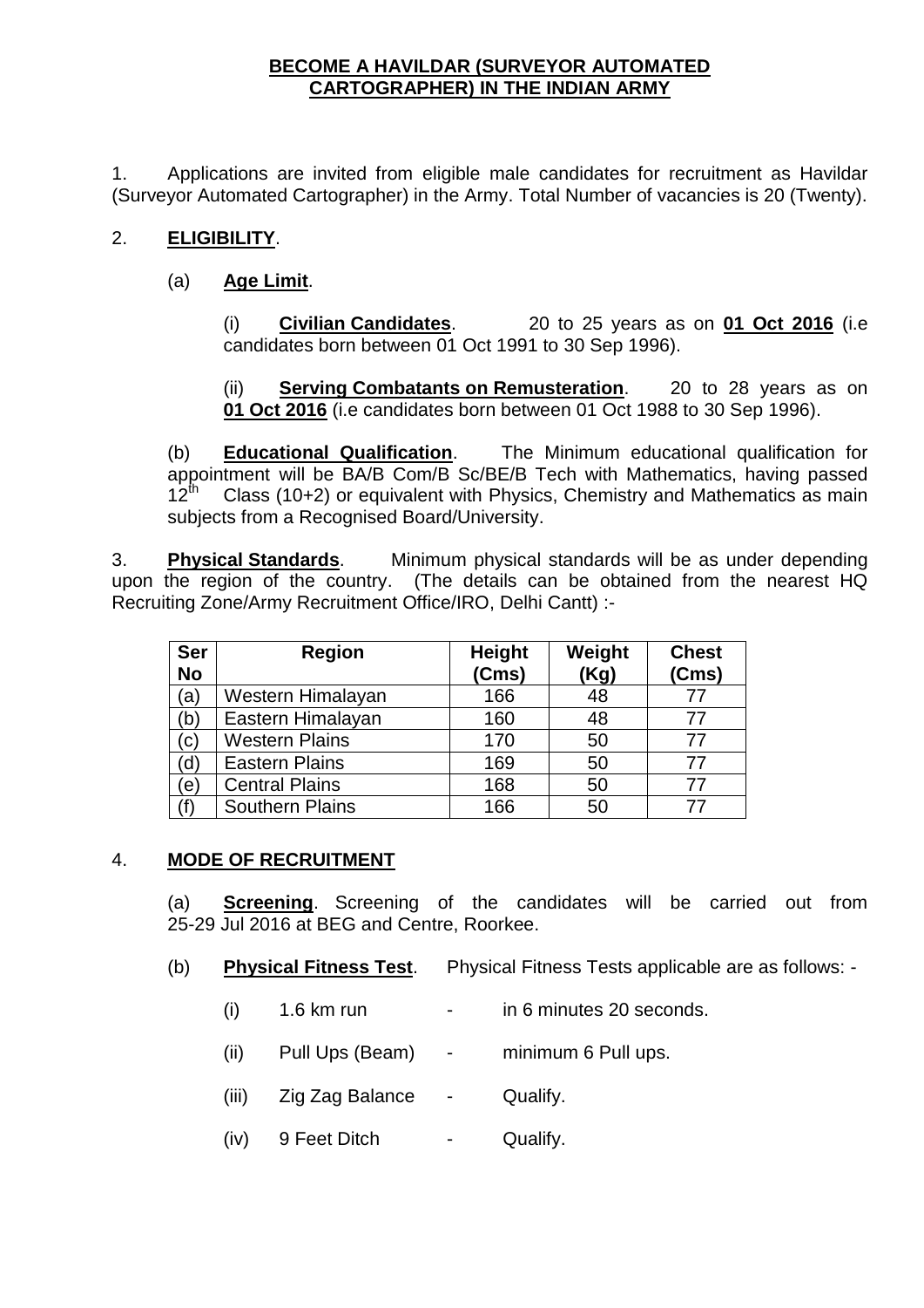# BECOME A HAVILDAR (SURVEYOR AUTOMATED CARTOGRAPHER) IN THE INDIAN ARMY

1. Applications are invited from eligible male candidates for recruitment as Havildar (Surveyor Automated Cartographer) in the Army. Total Number of vacancies is 20 (Twenty).

2. **ELIGIBILITY**.

(a) **Age Limit**.

(i) **Civilian Candidates**. 20 to 25 years as on **01 Oct 2016** (i.e candidates born between 01 Oct 1991 to 30 Sep 1996).

(ii) **Serving Combatants on Remusteration**. 20 to 28 years as on **01 Oct 2016** (i.e candidates born between 01 Oct 1988 to 30 Sep 1996).

(b) **Educational Qualification**. The Minimum educational qualification for appointment will be BA/B Com/B Sc/BE/B Tech with Mathematics, having passed 12th Class (10+2) or equivalent with Physics, Chemistry and Mathematics as main subjects from a Recognised Board/University.

3. **Physical Standards**. Minimum physical standards will be as under depending upon the region of the country. (The details can be obtained from the nearest HQ Recruiting Zone/Army Recruitment Office/IRO, Delhi Cantt) :-

| Ser No | Region | Height (Cms) | Weight (Kg) | Chest (Cms) |
|---|---|---|---|---|
| (a) | Western Himalayan | 166 | 48 | 77 |
| (b) | Eastern Himalayan | 160 | 48 | 77 |
| (c) | Western Plains | 170 | 50 | 77 |
| (d) | Eastern Plains | 169 | 50 | 77 |
| (e) | Central Plains | 168 | 50 | 77 |
| (f) | Southern Plains | 166 | 50 | 77 |

4. **MODE OF RECRUITMENT**

(a) **Screening**. Screening of the candidates will be carried out from 25-29 Jul 2016 at BEG and Centre, Roorkee.

(b) **Physical Fitness Test**. Physical Fitness Tests applicable are as follows: -

(i) 1.6 km run - in 6 minutes 20 seconds.

(ii) Pull Ups (Beam) - minimum 6 Pull ups.

(iii) Zig Zag Balance - Qualify.

(iv) 9 Feet Ditch - Qualify.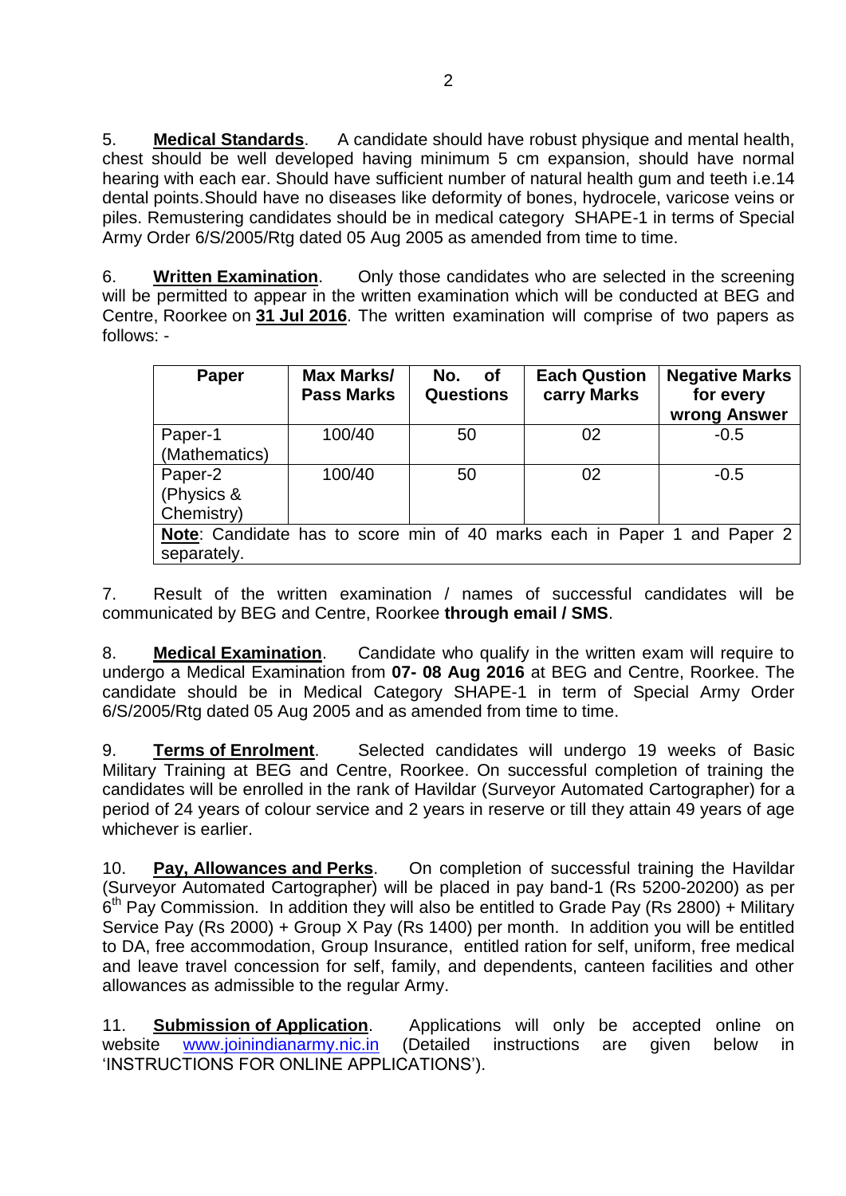5. **Medical Standards**. A candidate should have robust physique and mental health, chest should be well developed having minimum 5 cm expansion, should have normal hearing with each ear. Should have sufficient number of natural health gum and teeth i.e.14 dental points.Should have no diseases like deformity of bones, hydrocele, varicose veins or piles. Remustering candidates should be in medical category SHAPE-1 in terms of Special Army Order 6/S/2005/Rtg dated 05 Aug 2005 as amended from time to time.

6. **Written Examination**. Only those candidates who are selected in the screening will be permitted to appear in the written examination which will be conducted at BEG and Centre, Roorkee on **31 Jul 2016**. The written examination will comprise of two papers as follows: -

| Paper | Max Marks/ Pass Marks | No. of Questions | Each Qustion carry Marks | Negative Marks for every wrong Answer |
|---|---|---|---|---|
| Paper-1 (Mathematics) | 100/40 | 50 | 02 | -0.5 |
| Paper-2 (Physics & Chemistry) | 100/40 | 50 | 02 | -0.5 |
| **Note**: Candidate has to score min of 40 marks each in Paper 1 and Paper 2 separately. | | | | |

7. Result of the written examination / names of successful candidates will be communicated by BEG and Centre, Roorkee **through email / SMS**.

8. **Medical Examination**. Candidate who qualify in the written exam will require to undergo a Medical Examination from **07- 08 Aug 2016** at BEG and Centre, Roorkee. The candidate should be in Medical Category SHAPE-1 in term of Special Army Order 6/S/2005/Rtg dated 05 Aug 2005 and as amended from time to time.

9. **Terms of Enrolment**. Selected candidates will undergo 19 weeks of Basic Military Training at BEG and Centre, Roorkee. On successful completion of training the candidates will be enrolled in the rank of Havildar (Surveyor Automated Cartographer) for a period of 24 years of colour service and 2 years in reserve or till they attain 49 years of age whichever is earlier.

10. **Pay, Allowances and Perks**. On completion of successful training the Havildar (Surveyor Automated Cartographer) will be placed in pay band-1 (Rs 5200-20200) as per 6th Pay Commission. In addition they will also be entitled to Grade Pay (Rs 2800) + Military Service Pay (Rs 2000) + Group X Pay (Rs 1400) per month. In addition you will be entitled to DA, free accommodation, Group Insurance, entitled ration for self, uniform, free medical and leave travel concession for self, family, and dependents, canteen facilities and other allowances as admissible to the regular Army.

11. **Submission of Application**. Applications will only be accepted online on website www.joinindianarmy.nic.in (Detailed instructions are given below in 'INSTRUCTIONS FOR ONLINE APPLICATIONS').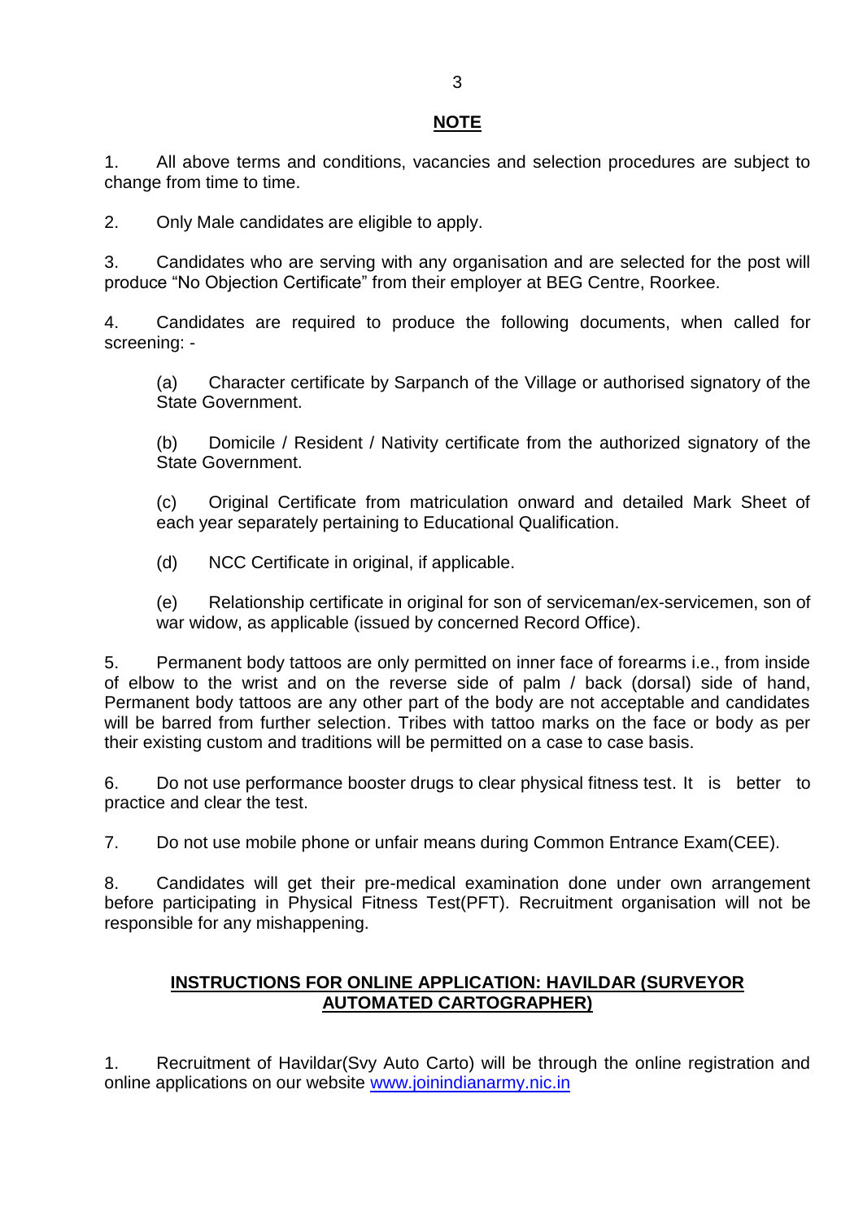## NOTE

1. All above terms and conditions, vacancies and selection procedures are subject to change from time to time.

2. Only Male candidates are eligible to apply.

3. Candidates who are serving with any organisation and are selected for the post will produce "No Objection Certificate" from their employer at BEG Centre, Roorkee.

4. Candidates are required to produce the following documents, when called for screening: -

   (a) Character certificate by Sarpanch of the Village or authorised signatory of the State Government.

   (b) Domicile / Resident / Nativity certificate from the authorized signatory of the State Government.

   (c) Original Certificate from matriculation onward and detailed Mark Sheet of each year separately pertaining to Educational Qualification.

   (d) NCC Certificate in original, if applicable.

   (e) Relationship certificate in original for son of serviceman/ex-servicemen, son of war widow, as applicable (issued by concerned Record Office).

5. Permanent body tattoos are only permitted on inner face of forearms i.e., from inside of elbow to the wrist and on the reverse side of palm / back (dorsal) side of hand, Permanent body tattoos are any other part of the body are not acceptable and candidates will be barred from further selection. Tribes with tattoo marks on the face or body as per their existing custom and traditions will be permitted on a case to case basis.

6. Do not use performance booster drugs to clear physical fitness test. It is better to practice and clear the test.

7. Do not use mobile phone or unfair means during Common Entrance Exam(CEE).

8. Candidates will get their pre-medical examination done under own arrangement before participating in Physical Fitness Test(PFT). Recruitment organisation will not be responsible for any mishappening.

## INSTRUCTIONS FOR ONLINE APPLICATION: HAVILDAR (SURVEYOR AUTOMATED CARTOGRAPHER)

1. Recruitment of Havildar(Svy Auto Carto) will be through the online registration and online applications on our website www.joinindianarmy.nic.in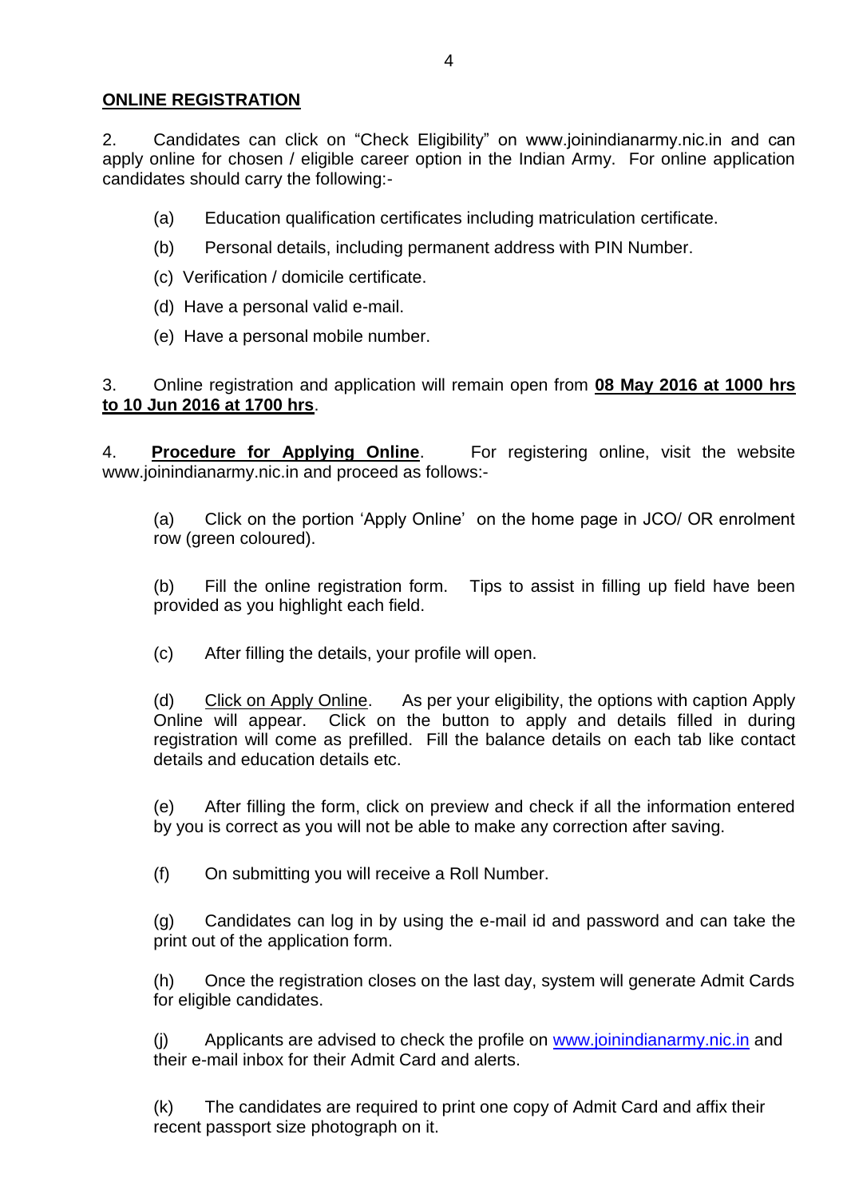## **ONLINE REGISTRATION**

2. Candidates can click on "Check Eligibility" on www.joinindianarmy.nic.in and can apply online for chosen / eligible career option in the Indian Army. For online application candidates should carry the following:-

(a) Education qualification certificates including matriculation certificate.

(b) Personal details, including permanent address with PIN Number.

(c) Verification / domicile certificate.

(d) Have a personal valid e-mail.

(e) Have a personal mobile number.

3. Online registration and application will remain open from **08 May 2016 at 1000 hrs to 10 Jun 2016 at 1700 hrs**.

4. **Procedure for Applying Online**. For registering online, visit the website www.joinindianarmy.nic.in and proceed as follows:-

(a) Click on the portion 'Apply Online' on the home page in JCO/ OR enrolment row (green coloured).

(b) Fill the online registration form. Tips to assist in filling up field have been provided as you highlight each field.

(c) After filling the details, your profile will open.

(d) Click on Apply Online. As per your eligibility, the options with caption Apply Online will appear. Click on the button to apply and details filled in during registration will come as prefilled. Fill the balance details on each tab like contact details and education details etc.

(e) After filling the form, click on preview and check if all the information entered by you is correct as you will not be able to make any correction after saving.

(f) On submitting you will receive a Roll Number.

(g) Candidates can log in by using the e-mail id and password and can take the print out of the application form.

(h) Once the registration closes on the last day, system will generate Admit Cards for eligible candidates.

(j) Applicants are advised to check the profile on www.joinindianarmy.nic.in and their e-mail inbox for their Admit Card and alerts.

(k) The candidates are required to print one copy of Admit Card and affix their recent passport size photograph on it.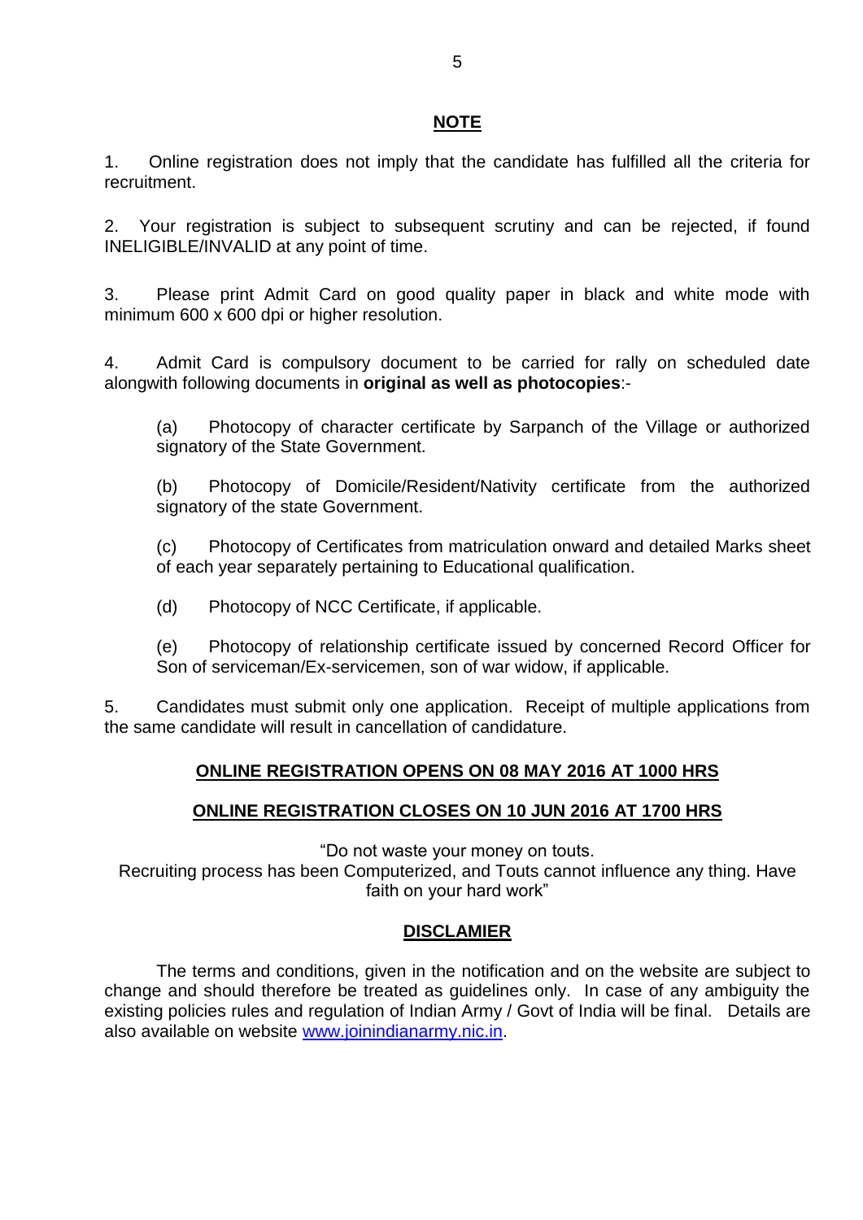## NOTE

1. Online registration does not imply that the candidate has fulfilled all the criteria for recruitment.

2. Your registration is subject to subsequent scrutiny and can be rejected, if found INELIGIBLE/INVALID at any point of time.

3. Please print Admit Card on good quality paper in black and white mode with minimum 600 x 600 dpi or higher resolution.

4. Admit Card is compulsory document to be carried for rally on scheduled date alongwith following documents in **original as well as photocopies**:-

   (a) Photocopy of character certificate by Sarpanch of the Village or authorized signatory of the State Government.

   (b) Photocopy of Domicile/Resident/Nativity certificate from the authorized signatory of the state Government.

   (c) Photocopy of Certificates from matriculation onward and detailed Marks sheet of each year separately pertaining to Educational qualification.

   (d) Photocopy of NCC Certificate, if applicable.

   (e) Photocopy of relationship certificate issued by concerned Record Officer for Son of serviceman/Ex-servicemen, son of war widow, if applicable.

5. Candidates must submit only one application. Receipt of multiple applications from the same candidate will result in cancellation of candidature.

**ONLINE REGISTRATION OPENS ON 08 MAY 2016 AT 1000 HRS**

**ONLINE REGISTRATION CLOSES ON 10 JUN 2016 AT 1700 HRS**

"Do not waste your money on touts.
Recruiting process has been Computerized, and Touts cannot influence any thing. Have faith on your hard work"

## DISCLAMIER

The terms and conditions, given in the notification and on the website are subject to change and should therefore be treated as guidelines only. In case of any ambiguity the existing policies rules and regulation of Indian Army / Govt of India will be final. Details are also available on website www.joinindianarmy.nic.in.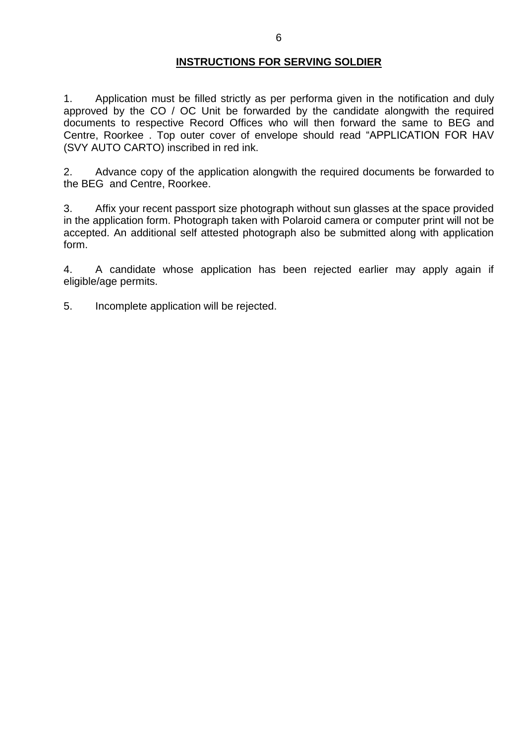## INSTRUCTIONS FOR SERVING SOLDIER

1. Application must be filled strictly as per performa given in the notification and duly approved by the CO / OC Unit be forwarded by the candidate alongwith the required documents to respective Record Offices who will then forward the same to BEG and Centre, Roorkee . Top outer cover of envelope should read “APPLICATION FOR HAV (SVY AUTO CARTO) inscribed in red ink.

2. Advance copy of the application alongwith the required documents be forwarded to the BEG and Centre, Roorkee.

3. Affix your recent passport size photograph without sun glasses at the space provided in the application form. Photograph taken with Polaroid camera or computer print will not be accepted. An additional self attested photograph also be submitted along with application form.

4. A candidate whose application has been rejected earlier may apply again if eligible/age permits.

5. Incomplete application will be rejected.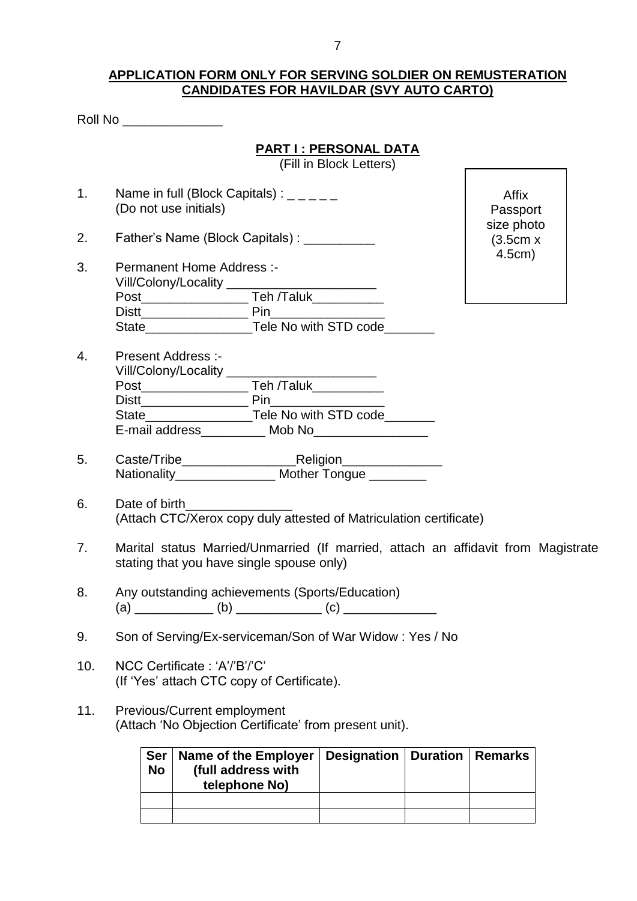**APPLICATION FORM ONLY FOR SERVING SOLDIER ON REMUSTERATION CANDIDATES FOR HAVILDAR (SVY AUTO CARTO)**

Roll No ______________

## PART I : PERSONAL DATA

(Fill in Block Letters)

Affix Passport size photo (3.5cm x 4.5cm)

1. Name in full (Block Capitals) : _ _ _ _ _
   (Do not use initials)

2. Father's Name (Block Capitals) : __________

3. Permanent Home Address :-
   Vill/Colony/Locality _____________________
   Post_______________ Teh /Taluk__________
   Distt_______________ Pin________________
   State_______________Tele No with STD code_______

4. Present Address :-
   Vill/Colony/Locality _____________________
   Post_______________ Teh /Taluk__________
   Distt_______________ Pin________________
   State_______________Tele No with STD code_______
   E-mail address_________ Mob No________________

5. Caste/Tribe________________Religion______________
   Nationality______________ Mother Tongue ________

6. Date of birth_______________
   (Attach CTC/Xerox copy duly attested of Matriculation certificate)

7. Marital status Married/Unmarried (If married, attach an affidavit from Magistrate stating that you have single spouse only)

8. Any outstanding achievements (Sports/Education)
   (a) ___________ (b) ____________ (c) _____________

9. Son of Serving/Ex-serviceman/Son of War Widow : Yes / No

10. NCC Certificate : 'A'/'B'/'C'
    (If 'Yes' attach CTC copy of Certificate).

11. Previous/Current employment
    (Attach 'No Objection Certificate' from present unit).

| Ser No | Name of the Employer (full address with telephone No) | Designation | Duration | Remarks |
|---|---|---|---|---|
| | | | | |
| | | | | |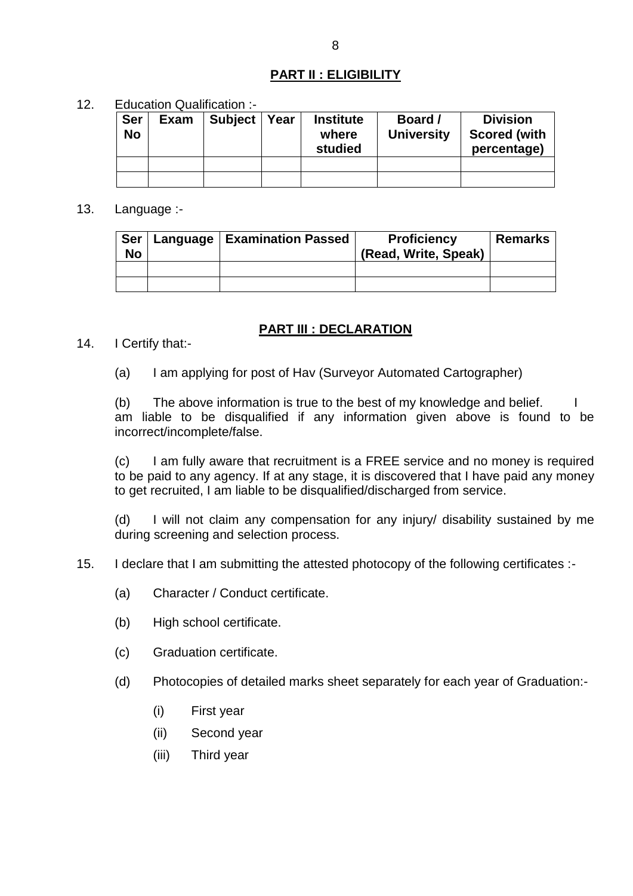## PART II : ELIGIBILITY

12. Education Qualification :-

| Ser No | Exam | Subject | Year | Institute where studied | Board / University | Division Scored (with percentage) |
|---|---|---|---|---|---|---|
| | | | | | | |
| | | | | | | |

13. Language :-

| Ser No | Language | Examination Passed | Proficiency (Read, Write, Speak) | Remarks |
|---|---|---|---|---|
| | | | | |
| | | | | |

## PART III : DECLARATION

14. I Certify that:-

(a) I am applying for post of Hav (Surveyor Automated Cartographer)

(b) The above information is true to the best of my knowledge and belief. I am liable to be disqualified if any information given above is found to be incorrect/incomplete/false.

(c) I am fully aware that recruitment is a FREE service and no money is required to be paid to any agency. If at any stage, it is discovered that I have paid any money to get recruited, I am liable to be disqualified/discharged from service.

(d) I will not claim any compensation for any injury/ disability sustained by me during screening and selection process.

15. I declare that I am submitting the attested photocopy of the following certificates :-

(a) Character / Conduct certificate.

(b) High school certificate.

(c) Graduation certificate.

(d) Photocopies of detailed marks sheet separately for each year of Graduation:-

(i) First year

(ii) Second year

(iii) Third year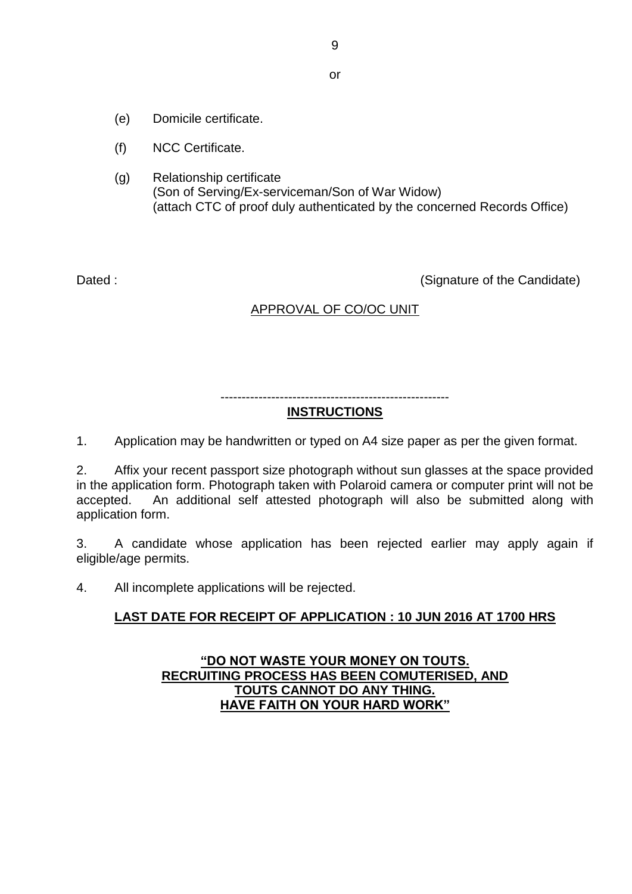or

(e) Domicile certificate.

(f) NCC Certificate.

(g) Relationship certificate
(Son of Serving/Ex-serviceman/Son of War Widow)
(attach CTC of proof duly authenticated by the concerned Records Office)

Dated : (Signature of the Candidate)

APPROVAL OF CO/OC UNIT

------------------------------------------------------

**INSTRUCTIONS**

1. Application may be handwritten or typed on A4 size paper as per the given format.

2. Affix your recent passport size photograph without sun glasses at the space provided in the application form. Photograph taken with Polaroid camera or computer print will not be accepted. An additional self attested photograph will also be submitted along with application form.

3. A candidate whose application has been rejected earlier may apply again if eligible/age permits.

4. All incomplete applications will be rejected.

**LAST DATE FOR RECEIPT OF APPLICATION : 10 JUN 2016 AT 1700 HRS**

**"DO NOT WASTE YOUR MONEY ON TOUTS.
RECRUITING PROCESS HAS BEEN COMUTERISED, AND
TOUTS CANNOT DO ANY THING.
HAVE FAITH ON YOUR HARD WORK"**